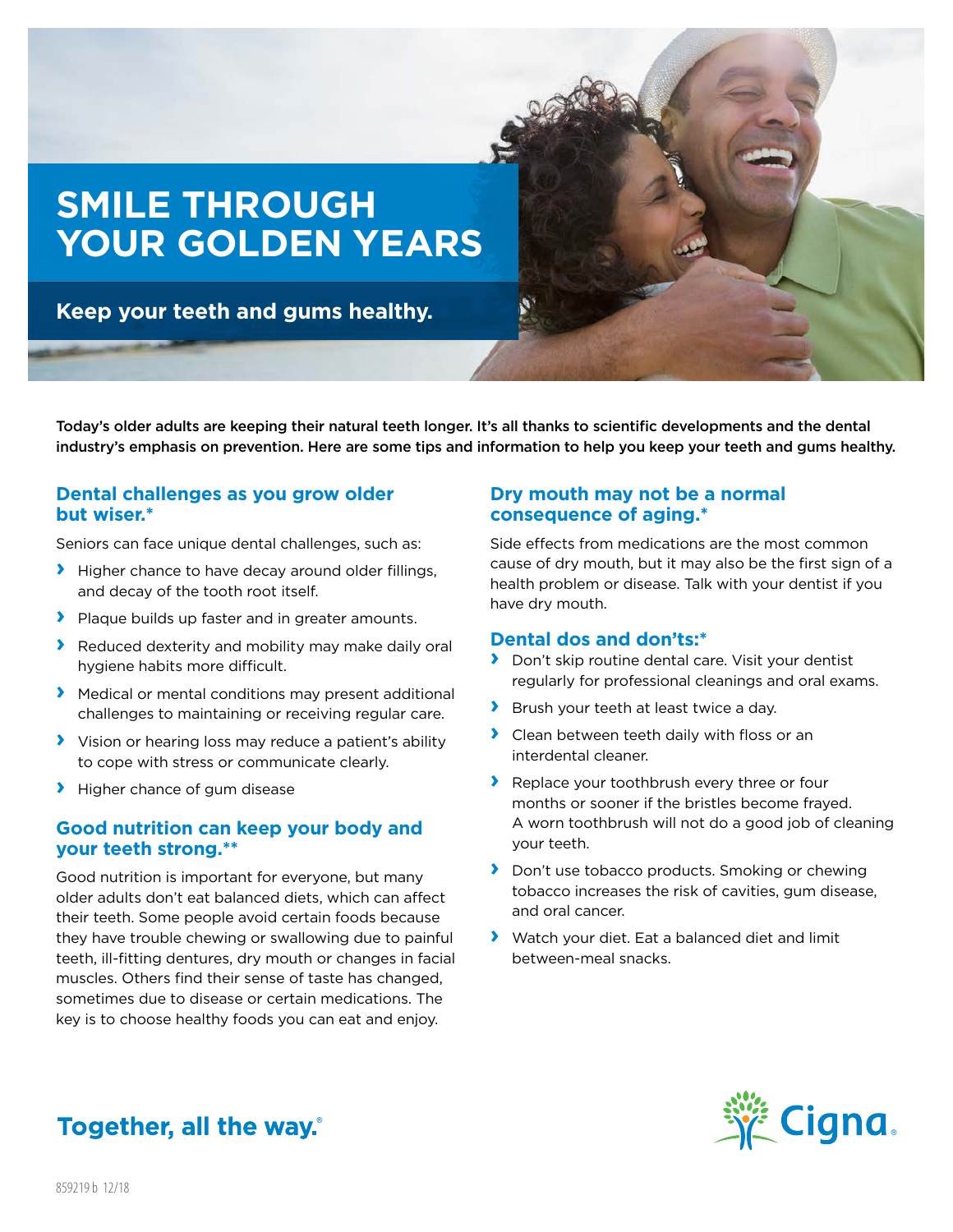# SMILE THROUGH YOUR GOLDEN YEARS

## Keep your teeth and gums healthy.

**Today's older adults are keeping their natural teeth longer. It's all thanks to scientific developments and the dental industry's emphasis on prevention. Here are some tips and information to help you keep your teeth and gums healthy.**

### Dental challenges as you grow older but wiser.*

Seniors can face unique dental challenges, such as:

- Higher chance to have decay around older fillings, and decay of the tooth root itself.
- Plaque builds up faster and in greater amounts.
- Reduced dexterity and mobility may make daily oral hygiene habits more difficult.
- Medical or mental conditions may present additional challenges to maintaining or receiving regular care.
- Vision or hearing loss may reduce a patient's ability to cope with stress or communicate clearly.
- Higher chance of gum disease

### Good nutrition can keep your body and your teeth strong.**

Good nutrition is important for everyone, but many older adults don't eat balanced diets, which can affect their teeth. Some people avoid certain foods because they have trouble chewing or swallowing due to painful teeth, ill-fitting dentures, dry mouth or changes in facial muscles. Others find their sense of taste has changed, sometimes due to disease or certain medications. The key is to choose healthy foods you can eat and enjoy.

### Dry mouth may not be a normal consequence of aging.*

Side effects from medications are the most common cause of dry mouth, but it may also be the first sign of a health problem or disease. Talk with your dentist if you have dry mouth.

### Dental dos and don'ts:*

- Don't skip routine dental care. Visit your dentist regularly for professional cleanings and oral exams.
- Brush your teeth at least twice a day.
- Clean between teeth daily with floss or an interdental cleaner.
- Replace your toothbrush every three or four months or sooner if the bristles become frayed. A worn toothbrush will not do a good job of cleaning your teeth.
- Don't use tobacco products. Smoking or chewing tobacco increases the risk of cavities, gum disease, and oral cancer.
- Watch your diet. Eat a balanced diet and limit between-meal snacks.

**Together, all the way.®**

Cigna.

859219 b 12/18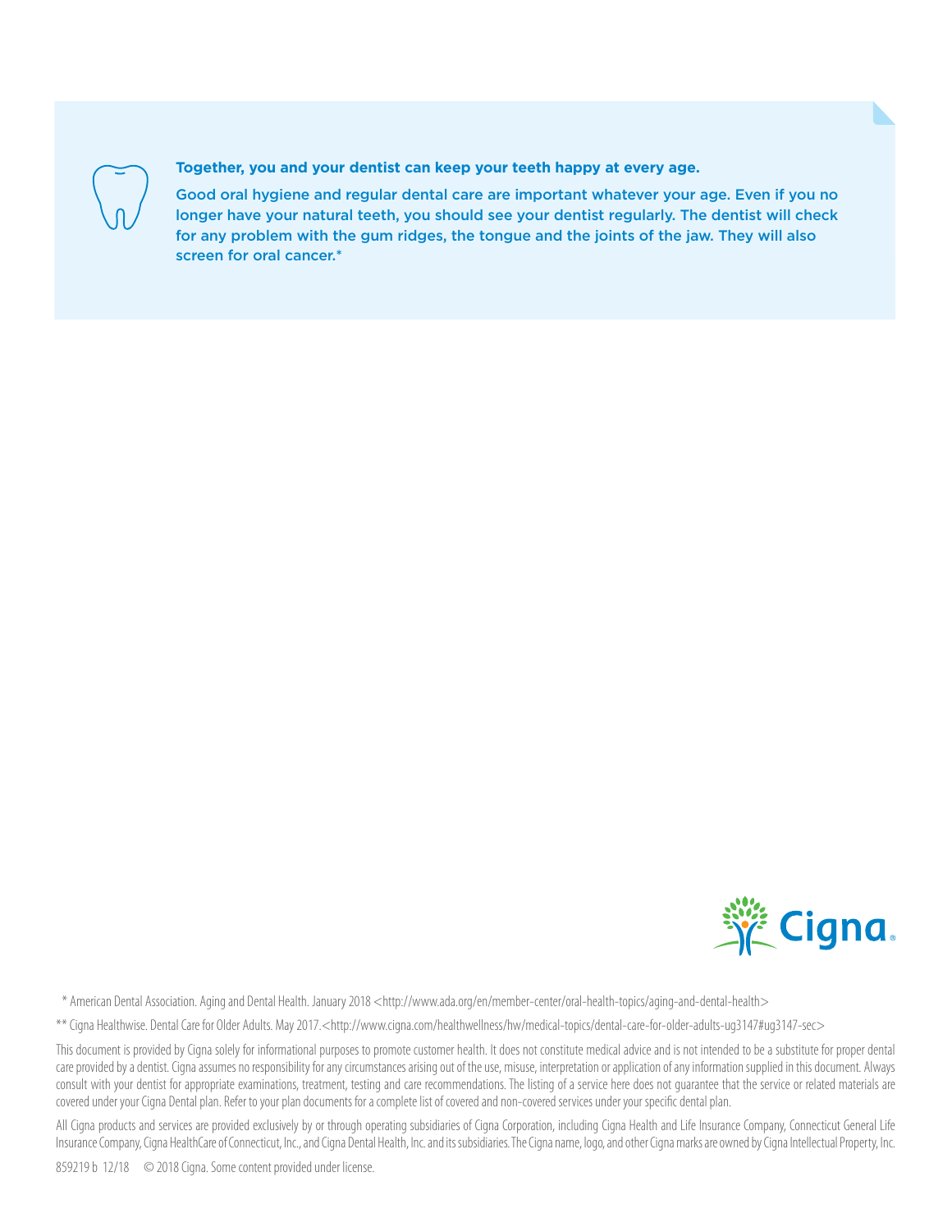**Together, you and your dentist can keep your teeth happy at every age.**

Good oral hygiene and regular dental care are important whatever your age. Even if you no longer have your natural teeth, you should see your dentist regularly. The dentist will check for any problem with the gum ridges, the tongue and the joints of the jaw. They will also screen for oral cancer.*

\* American Dental Association. Aging and Dental Health. January 2018 <http://www.ada.org/en/member-center/oral-health-topics/aging-and-dental-health>

\** Cigna Healthwise. Dental Care for Older Adults. May 2017.<http://www.cigna.com/healthwellness/hw/medical-topics/dental-care-for-older-adults-ug3147#ug3147-sec>

This document is provided by Cigna solely for informational purposes to promote customer health. It does not constitute medical advice and is not intended to be a substitute for proper dental care provided by a dentist. Cigna assumes no responsibility for any circumstances arising out of the use, misuse, interpretation or application of any information supplied in this document. Always consult with your dentist for appropriate examinations, treatment, testing and care recommendations. The listing of a service here does not guarantee that the service or related materials are covered under your Cigna Dental plan. Refer to your plan documents for a complete list of covered and non-covered services under your specific dental plan.

All Cigna products and services are provided exclusively by or through operating subsidiaries of Cigna Corporation, including Cigna Health and Life Insurance Company, Connecticut General Life Insurance Company, Cigna HealthCare of Connecticut, Inc., and Cigna Dental Health, Inc. and its subsidiaries. The Cigna name, logo, and other Cigna marks are owned by Cigna Intellectual Property, Inc.

859219 b 12/18 © 2018 Cigna. Some content provided under license.